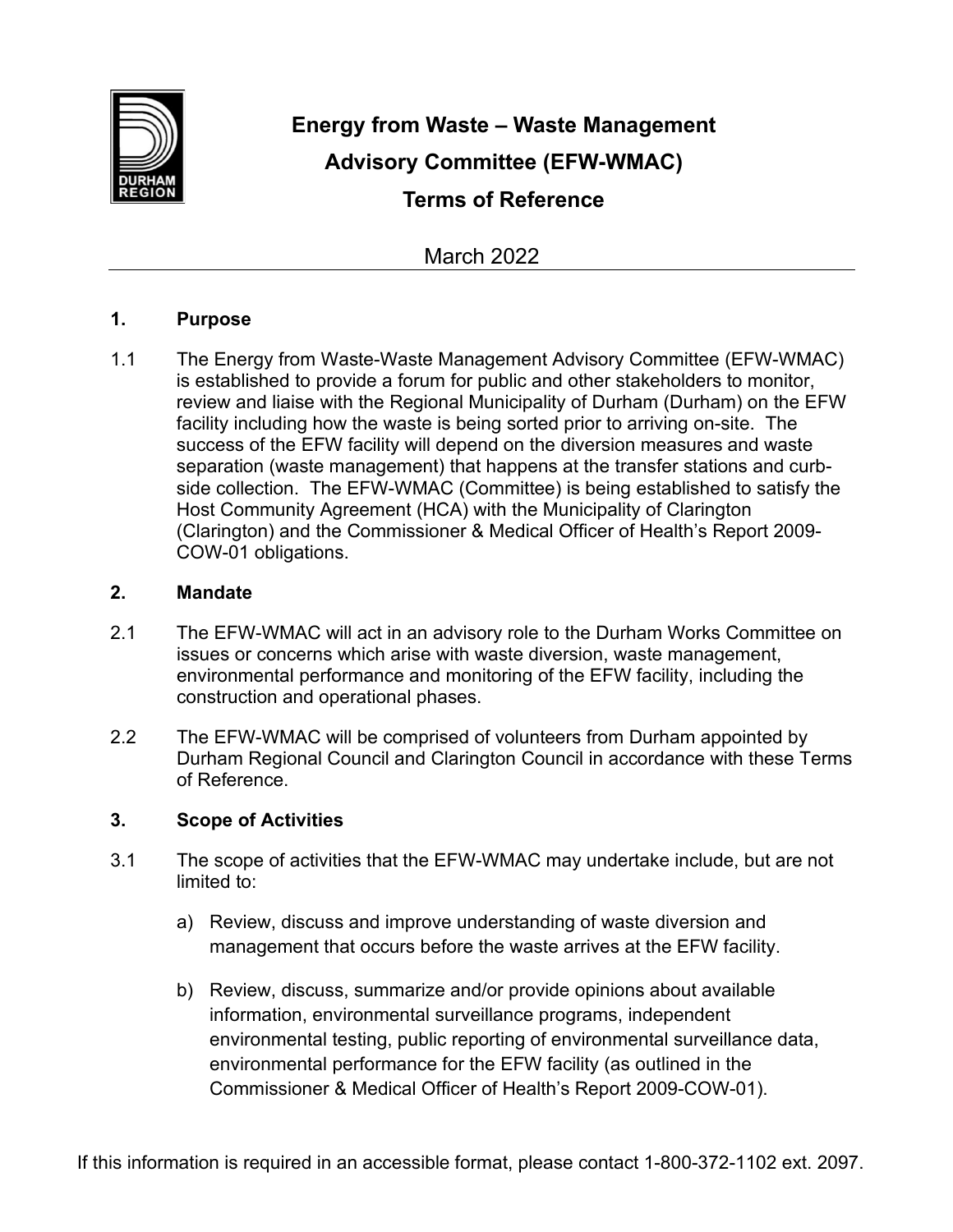# Energy from Waste – Waste Management Advisory Committee (EFW-WMAC) Terms of Reference

March 2022

## 1. Purpose

1.1 The Energy from Waste-Waste Management Advisory Committee (EFW-WMAC) is established to provide a forum for public and other stakeholders to monitor, review and liaise with the Regional Municipality of Durham (Durham) on the EFW facility including how the waste is being sorted prior to arriving on-site. The success of the EFW facility will depend on the diversion measures and waste separation (waste management) that happens at the transfer stations and curb-side collection. The EFW-WMAC (Committee) is being established to satisfy the Host Community Agreement (HCA) with the Municipality of Clarington (Clarington) and the Commissioner & Medical Officer of Health's Report 2009-COW-01 obligations.

## 2. Mandate

2.1 The EFW-WMAC will act in an advisory role to the Durham Works Committee on issues or concerns which arise with waste diversion, waste management, environmental performance and monitoring of the EFW facility, including the construction and operational phases.

2.2 The EFW-WMAC will be comprised of volunteers from Durham appointed by Durham Regional Council and Clarington Council in accordance with these Terms of Reference.

## 3. Scope of Activities

3.1 The scope of activities that the EFW-WMAC may undertake include, but are not limited to:

a) Review, discuss and improve understanding of waste diversion and management that occurs before the waste arrives at the EFW facility.

b) Review, discuss, summarize and/or provide opinions about available information, environmental surveillance programs, independent environmental testing, public reporting of environmental surveillance data, environmental performance for the EFW facility (as outlined in the Commissioner & Medical Officer of Health's Report 2009-COW-01).

If this information is required in an accessible format, please contact 1-800-372-1102 ext. 2097.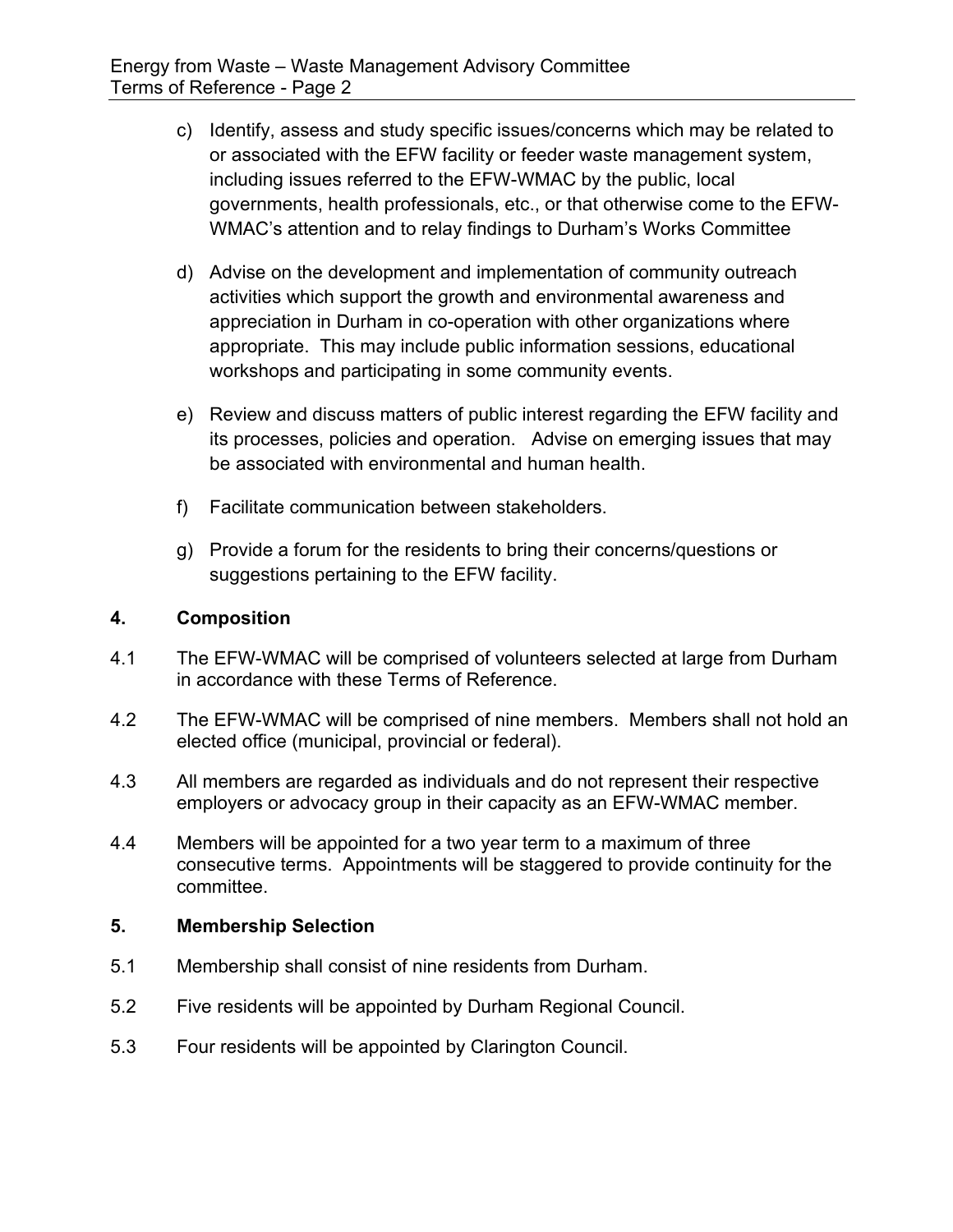c) Identify, assess and study specific issues/concerns which may be related to or associated with the EFW facility or feeder waste management system, including issues referred to the EFW-WMAC by the public, local governments, health professionals, etc., or that otherwise come to the EFW-WMAC's attention and to relay findings to Durham's Works Committee

d) Advise on the development and implementation of community outreach activities which support the growth and environmental awareness and appreciation in Durham in co-operation with other organizations where appropriate. This may include public information sessions, educational workshops and participating in some community events.

e) Review and discuss matters of public interest regarding the EFW facility and its processes, policies and operation. Advise on emerging issues that may be associated with environmental and human health.

f) Facilitate communication between stakeholders.

g) Provide a forum for the residents to bring their concerns/questions or suggestions pertaining to the EFW facility.

## 4. Composition

4.1 The EFW-WMAC will be comprised of volunteers selected at large from Durham in accordance with these Terms of Reference.

4.2 The EFW-WMAC will be comprised of nine members. Members shall not hold an elected office (municipal, provincial or federal).

4.3 All members are regarded as individuals and do not represent their respective employers or advocacy group in their capacity as an EFW-WMAC member.

4.4 Members will be appointed for a two year term to a maximum of three consecutive terms. Appointments will be staggered to provide continuity for the committee.

## 5. Membership Selection

5.1 Membership shall consist of nine residents from Durham.

5.2 Five residents will be appointed by Durham Regional Council.

5.3 Four residents will be appointed by Clarington Council.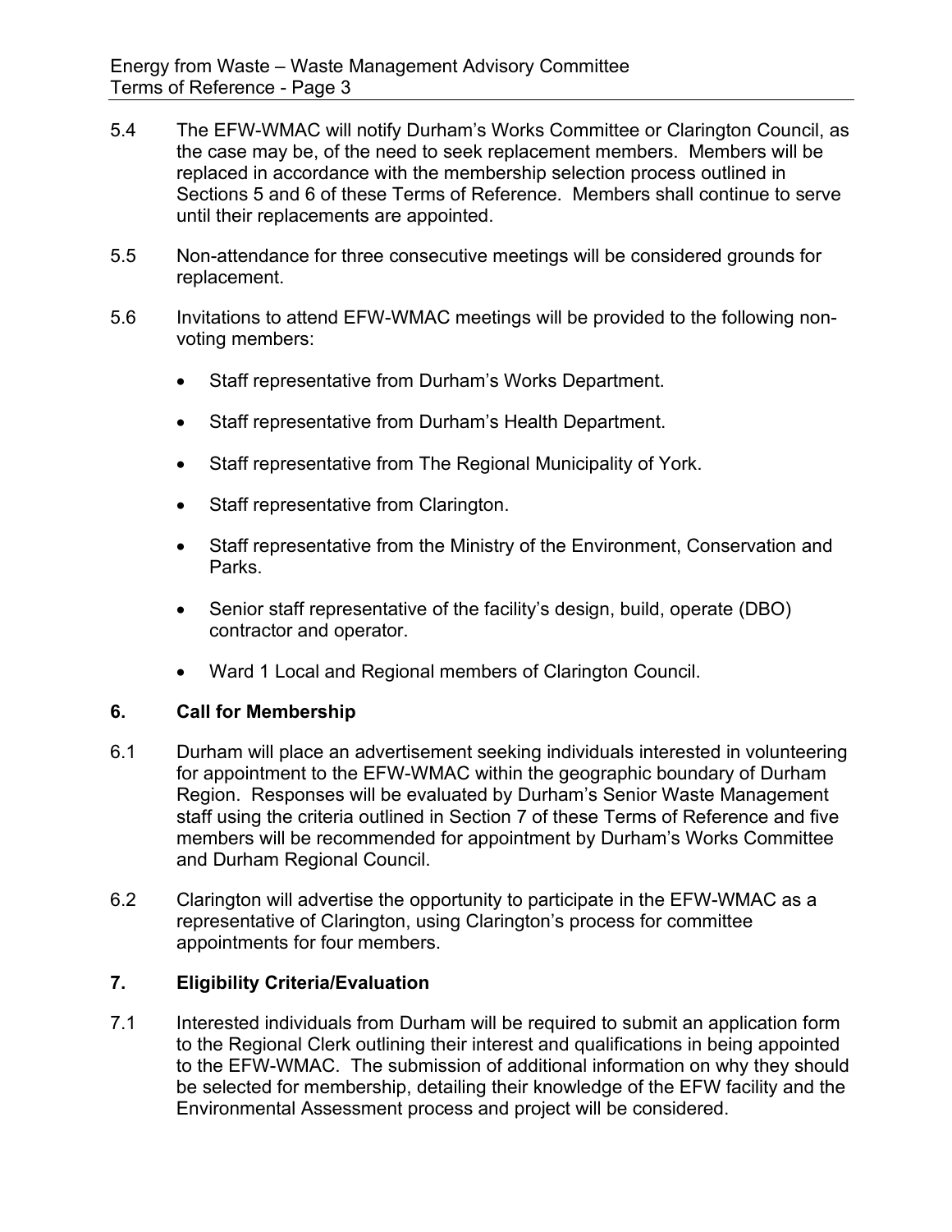5.4 The EFW-WMAC will notify Durham's Works Committee or Clarington Council, as the case may be, of the need to seek replacement members. Members will be replaced in accordance with the membership selection process outlined in Sections 5 and 6 of these Terms of Reference. Members shall continue to serve until their replacements are appointed.

5.5 Non-attendance for three consecutive meetings will be considered grounds for replacement.

5.6 Invitations to attend EFW-WMAC meetings will be provided to the following non-voting members:

- Staff representative from Durham's Works Department.
- Staff representative from Durham's Health Department.
- Staff representative from The Regional Municipality of York.
- Staff representative from Clarington.
- Staff representative from the Ministry of the Environment, Conservation and Parks.
- Senior staff representative of the facility's design, build, operate (DBO) contractor and operator.
- Ward 1 Local and Regional members of Clarington Council.

## 6. Call for Membership

6.1 Durham will place an advertisement seeking individuals interested in volunteering for appointment to the EFW-WMAC within the geographic boundary of Durham Region. Responses will be evaluated by Durham's Senior Waste Management staff using the criteria outlined in Section 7 of these Terms of Reference and five members will be recommended for appointment by Durham's Works Committee and Durham Regional Council.

6.2 Clarington will advertise the opportunity to participate in the EFW-WMAC as a representative of Clarington, using Clarington's process for committee appointments for four members.

## 7. Eligibility Criteria/Evaluation

7.1 Interested individuals from Durham will be required to submit an application form to the Regional Clerk outlining their interest and qualifications in being appointed to the EFW-WMAC. The submission of additional information on why they should be selected for membership, detailing their knowledge of the EFW facility and the Environmental Assessment process and project will be considered.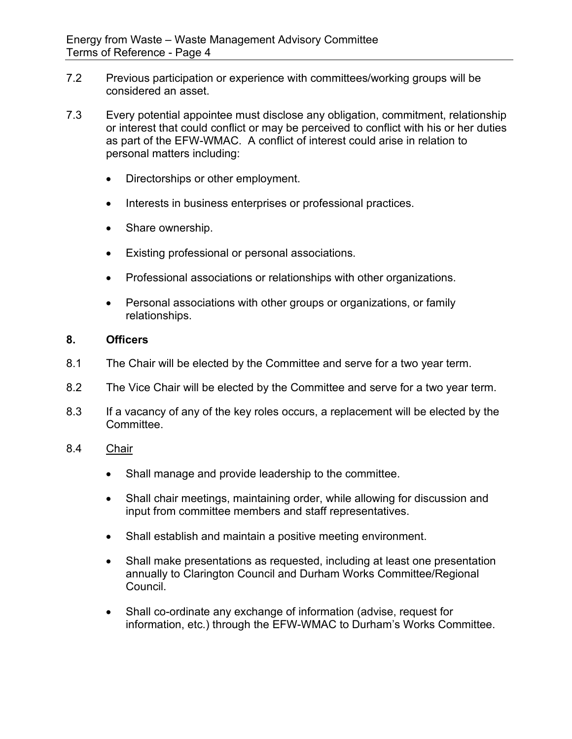7.2 Previous participation or experience with committees/working groups will be considered an asset.

7.3 Every potential appointee must disclose any obligation, commitment, relationship or interest that could conflict or may be perceived to conflict with his or her duties as part of the EFW-WMAC. A conflict of interest could arise in relation to personal matters including:

- Directorships or other employment.
- Interests in business enterprises or professional practices.
- Share ownership.
- Existing professional or personal associations.
- Professional associations or relationships with other organizations.
- Personal associations with other groups or organizations, or family relationships.

## 8. Officers

8.1 The Chair will be elected by the Committee and serve for a two year term.

8.2 The Vice Chair will be elected by the Committee and serve for a two year term.

8.3 If a vacancy of any of the key roles occurs, a replacement will be elected by the Committee.

8.4 <u>Chair</u>

- Shall manage and provide leadership to the committee.
- Shall chair meetings, maintaining order, while allowing for discussion and input from committee members and staff representatives.
- Shall establish and maintain a positive meeting environment.
- Shall make presentations as requested, including at least one presentation annually to Clarington Council and Durham Works Committee/Regional Council.
- Shall co-ordinate any exchange of information (advise, request for information, etc.) through the EFW-WMAC to Durham's Works Committee.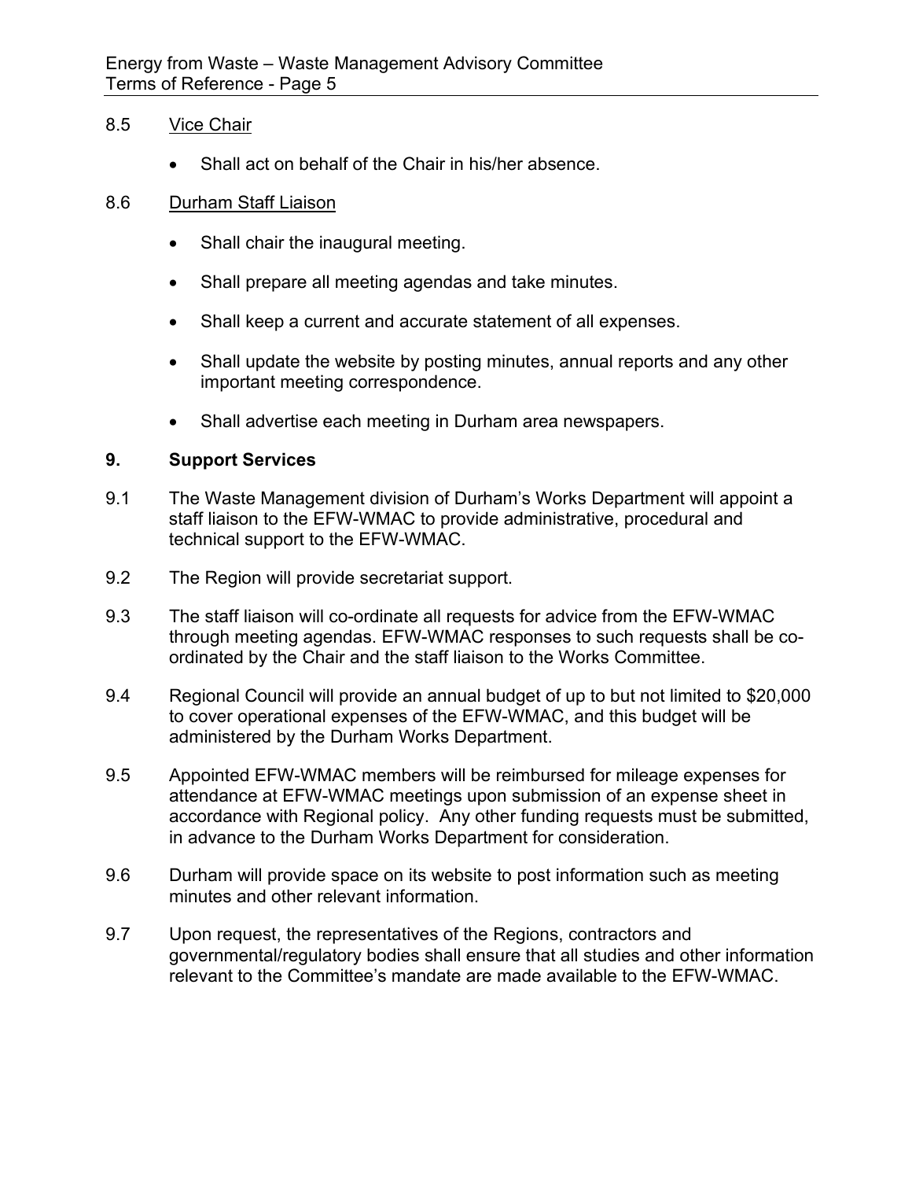8.5 Vice Chair

- Shall act on behalf of the Chair in his/her absence.

8.6 Durham Staff Liaison

- Shall chair the inaugural meeting.
- Shall prepare all meeting agendas and take minutes.
- Shall keep a current and accurate statement of all expenses.
- Shall update the website by posting minutes, annual reports and any other important meeting correspondence.
- Shall advertise each meeting in Durham area newspapers.

## 9. Support Services

9.1 The Waste Management division of Durham's Works Department will appoint a staff liaison to the EFW-WMAC to provide administrative, procedural and technical support to the EFW-WMAC.

9.2 The Region will provide secretariat support.

9.3 The staff liaison will co-ordinate all requests for advice from the EFW-WMAC through meeting agendas. EFW-WMAC responses to such requests shall be co-ordinated by the Chair and the staff liaison to the Works Committee.

9.4 Regional Council will provide an annual budget of up to but not limited to $20,000 to cover operational expenses of the EFW-WMAC, and this budget will be administered by the Durham Works Department.

9.5 Appointed EFW-WMAC members will be reimbursed for mileage expenses for attendance at EFW-WMAC meetings upon submission of an expense sheet in accordance with Regional policy. Any other funding requests must be submitted, in advance to the Durham Works Department for consideration.

9.6 Durham will provide space on its website to post information such as meeting minutes and other relevant information.

9.7 Upon request, the representatives of the Regions, contractors and governmental/regulatory bodies shall ensure that all studies and other information relevant to the Committee's mandate are made available to the EFW-WMAC.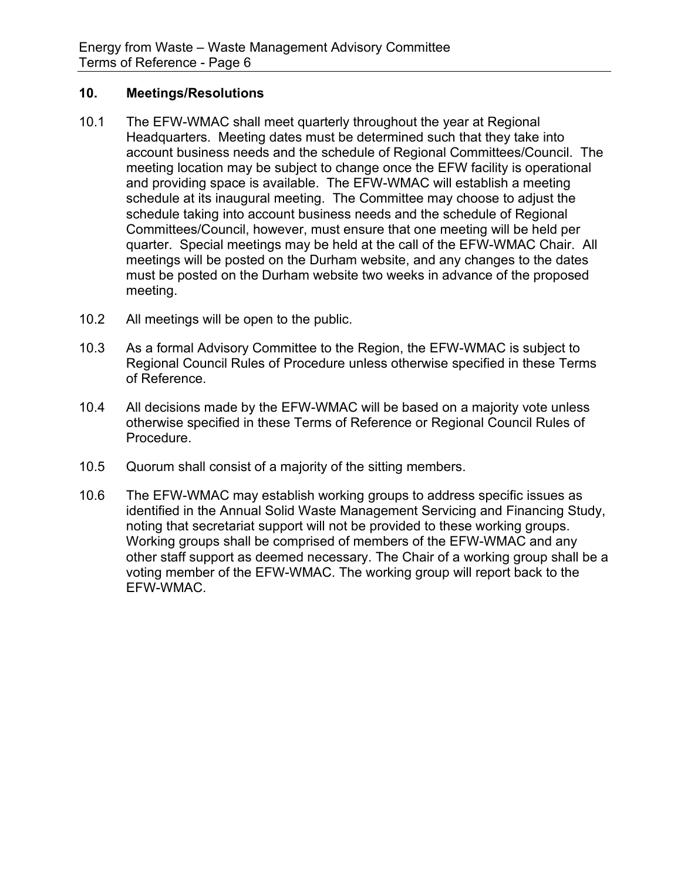## 10. Meetings/Resolutions

10.1 The EFW-WMAC shall meet quarterly throughout the year at Regional Headquarters. Meeting dates must be determined such that they take into account business needs and the schedule of Regional Committees/Council. The meeting location may be subject to change once the EFW facility is operational and providing space is available. The EFW-WMAC will establish a meeting schedule at its inaugural meeting. The Committee may choose to adjust the schedule taking into account business needs and the schedule of Regional Committees/Council, however, must ensure that one meeting will be held per quarter. Special meetings may be held at the call of the EFW-WMAC Chair. All meetings will be posted on the Durham website, and any changes to the dates must be posted on the Durham website two weeks in advance of the proposed meeting.

10.2 All meetings will be open to the public.

10.3 As a formal Advisory Committee to the Region, the EFW-WMAC is subject to Regional Council Rules of Procedure unless otherwise specified in these Terms of Reference.

10.4 All decisions made by the EFW-WMAC will be based on a majority vote unless otherwise specified in these Terms of Reference or Regional Council Rules of Procedure.

10.5 Quorum shall consist of a majority of the sitting members.

10.6 The EFW-WMAC may establish working groups to address specific issues as identified in the Annual Solid Waste Management Servicing and Financing Study, noting that secretariat support will not be provided to these working groups. Working groups shall be comprised of members of the EFW-WMAC and any other staff support as deemed necessary. The Chair of a working group shall be a voting member of the EFW-WMAC. The working group will report back to the EFW-WMAC.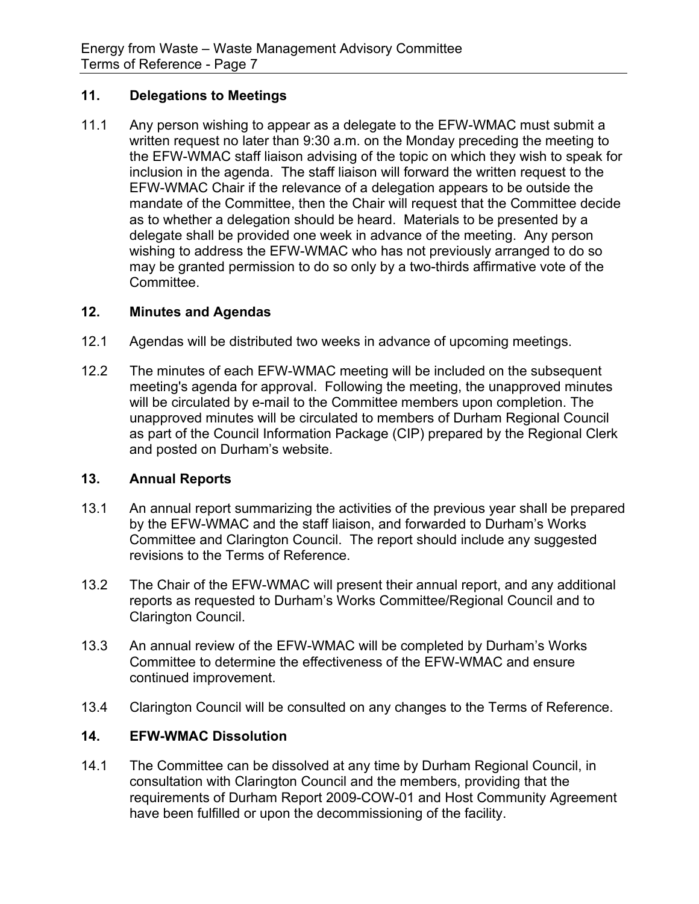## 11. Delegations to Meetings

11.1 Any person wishing to appear as a delegate to the EFW-WMAC must submit a written request no later than 9:30 a.m. on the Monday preceding the meeting to the EFW-WMAC staff liaison advising of the topic on which they wish to speak for inclusion in the agenda. The staff liaison will forward the written request to the EFW-WMAC Chair if the relevance of a delegation appears to be outside the mandate of the Committee, then the Chair will request that the Committee decide as to whether a delegation should be heard. Materials to be presented by a delegate shall be provided one week in advance of the meeting. Any person wishing to address the EFW-WMAC who has not previously arranged to do so may be granted permission to do so only by a two-thirds affirmative vote of the Committee.

## 12. Minutes and Agendas

12.1 Agendas will be distributed two weeks in advance of upcoming meetings.

12.2 The minutes of each EFW-WMAC meeting will be included on the subsequent meeting's agenda for approval. Following the meeting, the unapproved minutes will be circulated by e-mail to the Committee members upon completion. The unapproved minutes will be circulated to members of Durham Regional Council as part of the Council Information Package (CIP) prepared by the Regional Clerk and posted on Durham's website.

## 13. Annual Reports

13.1 An annual report summarizing the activities of the previous year shall be prepared by the EFW-WMAC and the staff liaison, and forwarded to Durham's Works Committee and Clarington Council. The report should include any suggested revisions to the Terms of Reference.

13.2 The Chair of the EFW-WMAC will present their annual report, and any additional reports as requested to Durham's Works Committee/Regional Council and to Clarington Council.

13.3 An annual review of the EFW-WMAC will be completed by Durham's Works Committee to determine the effectiveness of the EFW-WMAC and ensure continued improvement.

13.4 Clarington Council will be consulted on any changes to the Terms of Reference.

## 14. EFW-WMAC Dissolution

14.1 The Committee can be dissolved at any time by Durham Regional Council, in consultation with Clarington Council and the members, providing that the requirements of Durham Report 2009-COW-01 and Host Community Agreement have been fulfilled or upon the decommissioning of the facility.